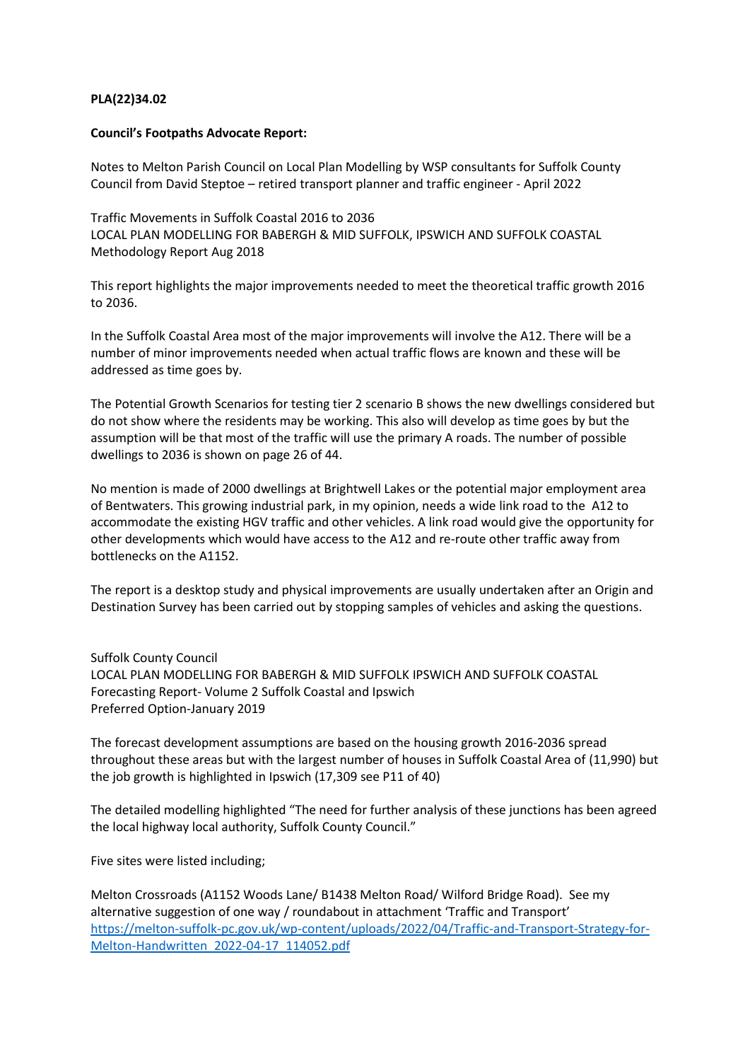**PLA(22)34.02**

**Council's Footpaths Advocate Report:**

Notes to Melton Parish Council on Local Plan Modelling by WSP consultants for Suffolk County Council from David Steptoe – retired transport planner and traffic engineer - April 2022

Traffic Movements in Suffolk Coastal 2016 to 2036
LOCAL PLAN MODELLING FOR BABERGH & MID SUFFOLK, IPSWICH AND SUFFOLK COASTAL
Methodology Report Aug 2018

This report highlights the major improvements needed to meet the theoretical traffic growth 2016 to 2036.

In the Suffolk Coastal Area most of the major improvements will involve the A12. There will be a number of minor improvements needed when actual traffic flows are known and these will be addressed as time goes by.

The Potential Growth Scenarios for testing tier 2 scenario B shows the new dwellings considered but do not show where the residents may be working. This also will develop as time goes by but the assumption will be that most of the traffic will use the primary A roads. The number of possible dwellings to 2036 is shown on page 26 of 44.

No mention is made of 2000 dwellings at Brightwell Lakes or the potential major employment area of Bentwaters. This growing industrial park, in my opinion, needs a wide link road to the A12 to accommodate the existing HGV traffic and other vehicles. A link road would give the opportunity for other developments which would have access to the A12 and re-route other traffic away from bottlenecks on the A1152.

The report is a desktop study and physical improvements are usually undertaken after an Origin and Destination Survey has been carried out by stopping samples of vehicles and asking the questions.

Suffolk County Council
LOCAL PLAN MODELLING FOR BABERGH & MID SUFFOLK IPSWICH AND SUFFOLK COASTAL
Forecasting Report- Volume 2 Suffolk Coastal and Ipswich
Preferred Option-January 2019

The forecast development assumptions are based on the housing growth 2016-2036 spread throughout these areas but with the largest number of houses in Suffolk Coastal Area of (11,990) but the job growth is highlighted in Ipswich (17,309 see P11 of 40)

The detailed modelling highlighted "The need for further analysis of these junctions has been agreed the local highway local authority, Suffolk County Council."

Five sites were listed including;

Melton Crossroads (A1152 Woods Lane/ B1438 Melton Road/ Wilford Bridge Road). See my alternative suggestion of one way / roundabout in attachment 'Traffic and Transport' [https://melton-suffolk-pc.gov.uk/wp-content/uploads/2022/04/Traffic-and-Transport-Strategy-for-Melton-Handwritten_2022-04-17_114052.pdf](https://melton-suffolk-pc.gov.uk/wp-content/uploads/2022/04/Traffic-and-Transport-Strategy-for-Melton-Handwritten_2022-04-17_114052.pdf)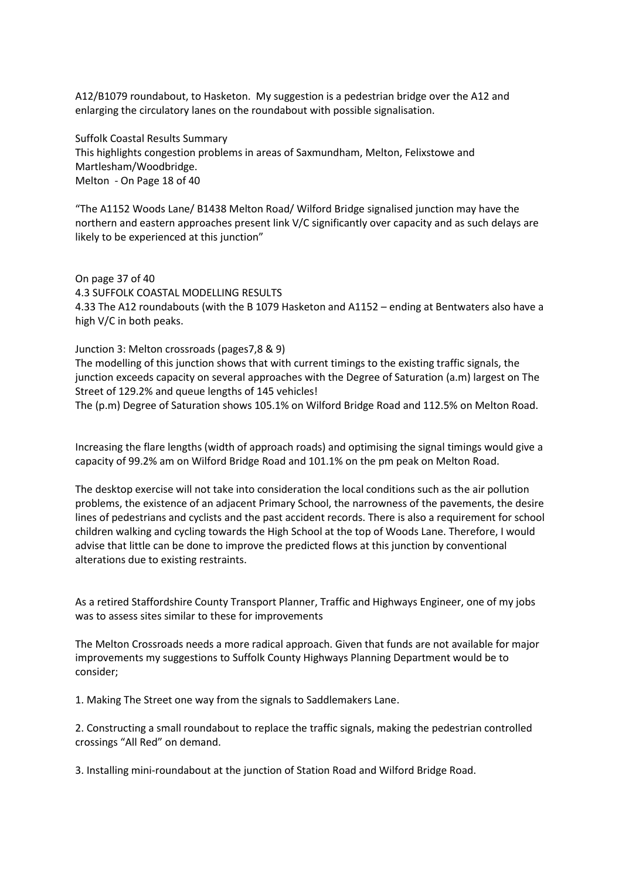A12/B1079 roundabout, to Hasketon. My suggestion is a pedestrian bridge over the A12 and enlarging the circulatory lanes on the roundabout with possible signalisation.

Suffolk Coastal Results Summary
This highlights congestion problems in areas of Saxmundham, Melton, Felixstowe and Martlesham/Woodbridge.
Melton - On Page 18 of 40

"The A1152 Woods Lane/ B1438 Melton Road/ Wilford Bridge signalised junction may have the northern and eastern approaches present link V/C significantly over capacity and as such delays are likely to be experienced at this junction"

On page 37 of 40
4.3 SUFFOLK COASTAL MODELLING RESULTS
4.33 The A12 roundabouts (with the B 1079 Hasketon and A1152 – ending at Bentwaters also have a high V/C in both peaks.

Junction 3: Melton crossroads (pages7,8 & 9)
The modelling of this junction shows that with current timings to the existing traffic signals, the junction exceeds capacity on several approaches with the Degree of Saturation (a.m) largest on The Street of 129.2% and queue lengths of 145 vehicles!
The (p.m) Degree of Saturation shows 105.1% on Wilford Bridge Road and 112.5% on Melton Road.

Increasing the flare lengths (width of approach roads) and optimising the signal timings would give a capacity of 99.2% am on Wilford Bridge Road and 101.1% on the pm peak on Melton Road.

The desktop exercise will not take into consideration the local conditions such as the air pollution problems, the existence of an adjacent Primary School, the narrowness of the pavements, the desire lines of pedestrians and cyclists and the past accident records. There is also a requirement for school children walking and cycling towards the High School at the top of Woods Lane. Therefore, I would advise that little can be done to improve the predicted flows at this junction by conventional alterations due to existing restraints.

As a retired Staffordshire County Transport Planner, Traffic and Highways Engineer, one of my jobs was to assess sites similar to these for improvements

The Melton Crossroads needs a more radical approach. Given that funds are not available for major improvements my suggestions to Suffolk County Highways Planning Department would be to consider;

1. Making The Street one way from the signals to Saddlemakers Lane.

2. Constructing a small roundabout to replace the traffic signals, making the pedestrian controlled crossings "All Red" on demand.

3. Installing mini-roundabout at the junction of Station Road and Wilford Bridge Road.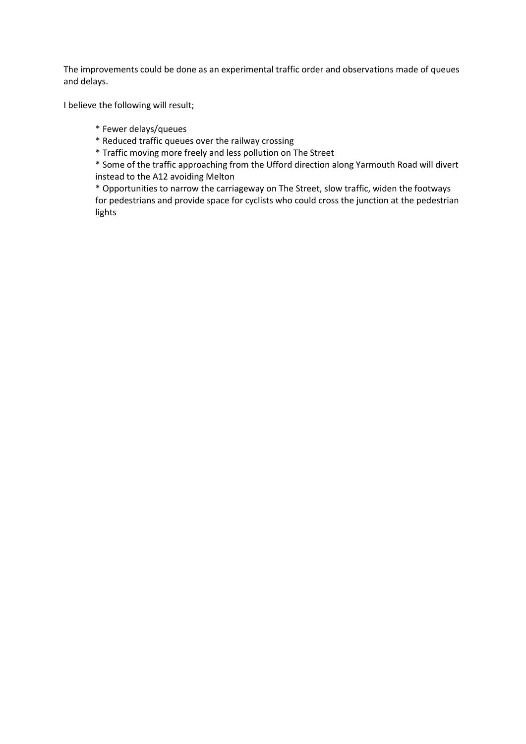The improvements could be done as an experimental traffic order and observations made of queues and delays.

I believe the following will result;

* Fewer delays/queues
* Reduced traffic queues over the railway crossing
* Traffic moving more freely and less pollution on The Street
* Some of the traffic approaching from the Ufford direction along Yarmouth Road will divert instead to the A12 avoiding Melton
* Opportunities to narrow the carriageway on The Street, slow traffic, widen the footways for pedestrians and provide space for cyclists who could cross the junction at the pedestrian lights